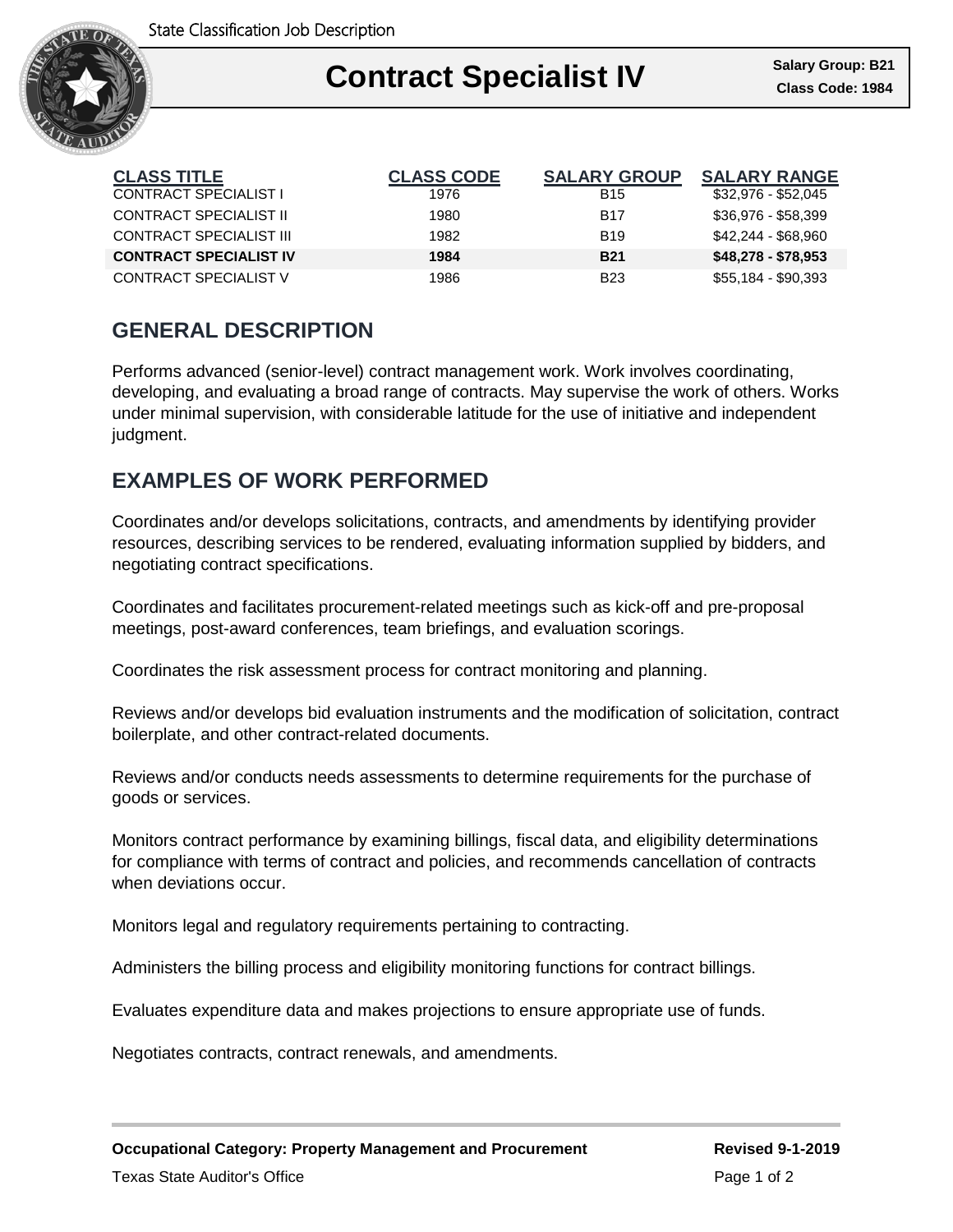State Classification Job Description

# Contract Specialist IV

**Salary Group: B21**
**Class Code: 1984**

| CLASS TITLE | CLASS CODE | SALARY GROUP | SALARY RANGE |
|---|---|---|---|
| CONTRACT SPECIALIST I | 1976 | B15 | $32,976 - $52,045 |
| CONTRACT SPECIALIST II | 1980 | B17 | $36,976 - $58,399 |
| CONTRACT SPECIALIST III | 1982 | B19 | $42,244 - $68,960 |
| **CONTRACT SPECIALIST IV** | **1984** | **B21** | **$48,278 - $78,953** |
| CONTRACT SPECIALIST V | 1986 | B23 | $55,184 - $90,393 |

## GENERAL DESCRIPTION

Performs advanced (senior-level) contract management work. Work involves coordinating, developing, and evaluating a broad range of contracts. May supervise the work of others. Works under minimal supervision, with considerable latitude for the use of initiative and independent judgment.

## EXAMPLES OF WORK PERFORMED

Coordinates and/or develops solicitations, contracts, and amendments by identifying provider resources, describing services to be rendered, evaluating information supplied by bidders, and negotiating contract specifications.

Coordinates and facilitates procurement-related meetings such as kick-off and pre-proposal meetings, post-award conferences, team briefings, and evaluation scorings.

Coordinates the risk assessment process for contract monitoring and planning.

Reviews and/or develops bid evaluation instruments and the modification of solicitation, contract boilerplate, and other contract-related documents.

Reviews and/or conducts needs assessments to determine requirements for the purchase of goods or services.

Monitors contract performance by examining billings, fiscal data, and eligibility determinations for compliance with terms of contract and policies, and recommends cancellation of contracts when deviations occur.

Monitors legal and regulatory requirements pertaining to contracting.

Administers the billing process and eligibility monitoring functions for contract billings.

Evaluates expenditure data and makes projections to ensure appropriate use of funds.

Negotiates contracts, contract renewals, and amendments.

**Occupational Category: Property Management and Procurement** **Revised 9-1-2019**

Texas State Auditor's Office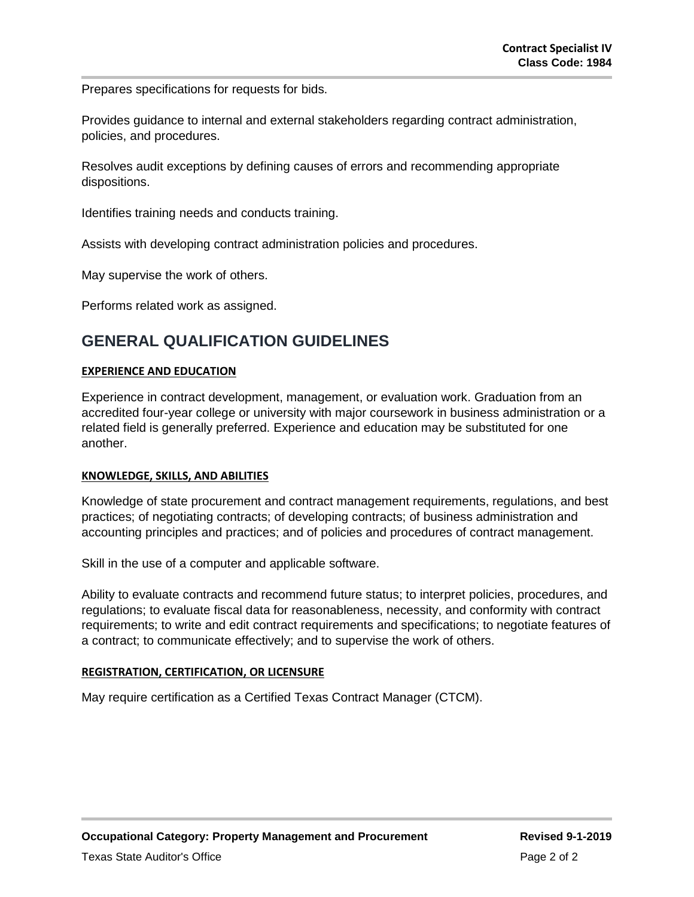Prepares specifications for requests for bids.

Provides guidance to internal and external stakeholders regarding contract administration, policies, and procedures.

Resolves audit exceptions by defining causes of errors and recommending appropriate dispositions.

Identifies training needs and conducts training.

Assists with developing contract administration policies and procedures.

May supervise the work of others.

Performs related work as assigned.

## GENERAL QUALIFICATION GUIDELINES

### EXPERIENCE AND EDUCATION

Experience in contract development, management, or evaluation work. Graduation from an accredited four-year college or university with major coursework in business administration or a related field is generally preferred. Experience and education may be substituted for one another.

### KNOWLEDGE, SKILLS, AND ABILITIES

Knowledge of state procurement and contract management requirements, regulations, and best practices; of negotiating contracts; of developing contracts; of business administration and accounting principles and practices; and of policies and procedures of contract management.

Skill in the use of a computer and applicable software.

Ability to evaluate contracts and recommend future status; to interpret policies, procedures, and regulations; to evaluate fiscal data for reasonableness, necessity, and conformity with contract requirements; to write and edit contract requirements and specifications; to negotiate features of a contract; to communicate effectively; and to supervise the work of others.

### REGISTRATION, CERTIFICATION, OR LICENSURE

May require certification as a Certified Texas Contract Manager (CTCM).